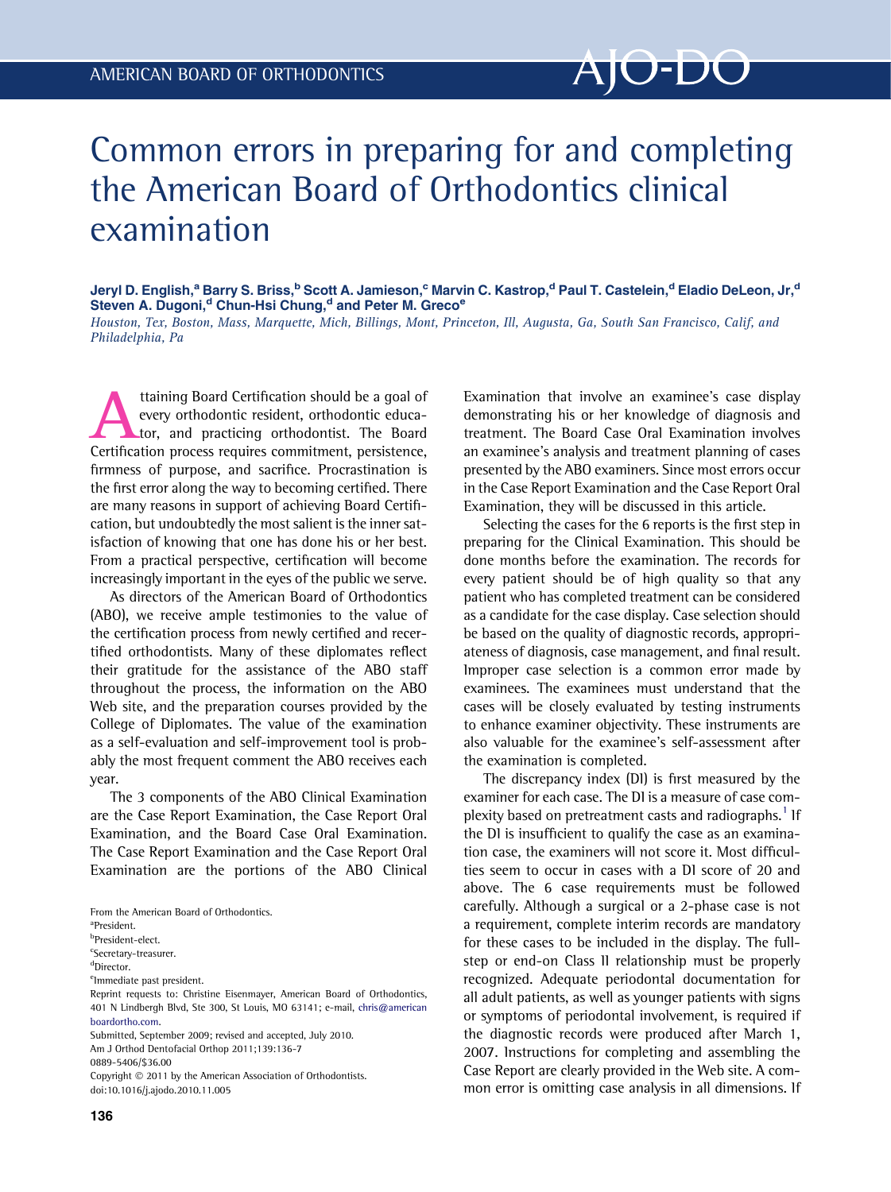# Common errors in preparing for and completing the American Board of Orthodontics clinical examination

**Jeryl D. English,[a] Barry S. Briss,[b] Scott A. Jamieson,[c] Marvin C. Kastrop,[d] Paul T. Castelein,[d] Eladio DeLeon, Jr,[d] Steven A. Dugoni,[d] Chun-Hsi Chung,[d] and Peter M. Greco[e]**

*Houston, Tex, Boston, Mass, Marquette, Mich, Billings, Mont, Princeton, Ill, Augusta, Ga, South San Francisco, Calif, and Philadelphia, Pa*

Attaining Board Certification should be a goal of every orthodontic resident, orthodontic educator, and practicing orthodontist. The Board Certification process requires commitment, persistence, firmness of purpose, and sacrifice. Procrastination is the first error along the way to becoming certified. There are many reasons in support of achieving Board Certification, but undoubtedly the most salient is the inner satisfaction of knowing that one has done his or her best. From a practical perspective, certification will become increasingly important in the eyes of the public we serve.

As directors of the American Board of Orthodontics (ABO), we receive ample testimonies to the value of the certification process from newly certified and recertified orthodontists. Many of these diplomates reflect their gratitude for the assistance of the ABO staff throughout the process, the information on the ABO Web site, and the preparation courses provided by the College of Diplomates. The value of the examination as a self-evaluation and self-improvement tool is probably the most frequent comment the ABO receives each year.

The 3 components of the ABO Clinical Examination are the Case Report Examination, the Case Report Oral Examination, and the Board Case Oral Examination. The Case Report Examination and the Case Report Oral Examination are the portions of the ABO Clinical Examination that involve an examinee's case display demonstrating his or her knowledge of diagnosis and treatment. The Board Case Oral Examination involves an examinee's analysis and treatment planning of cases presented by the ABO examiners. Since most errors occur in the Case Report Examination and the Case Report Oral Examination, they will be discussed in this article.

Selecting the cases for the 6 reports is the first step in preparing for the Clinical Examination. This should be done months before the examination. The records for every patient should be of high quality so that any patient who has completed treatment can be considered as a candidate for the case display. Case selection should be based on the quality of diagnostic records, appropriateness of diagnosis, case management, and final result. Improper case selection is a common error made by examinees. The examinees must understand that the cases will be closely evaluated by testing instruments to enhance examiner objectivity. These instruments are also valuable for the examinee's self-assessment after the examination is completed.

The discrepancy index (DI) is first measured by the examiner for each case. The DI is a measure of case complexity based on pretreatment casts and radiographs.[1] If the DI is insufficient to qualify the case as an examination case, the examiners will not score it. Most difficulties seem to occur in cases with a DI score of 20 and above. The 6 case requirements must be followed carefully. Although a surgical or a 2-phase case is not a requirement, complete interim records are mandatory for these cases to be included in the display. The full-step or end-on Class II relationship must be properly recognized. Adequate periodontal documentation for all adult patients, as well as younger patients with signs or symptoms of periodontal involvement, is required if the diagnostic records were produced after March 1, 2007. Instructions for completing and assembling the Case Report are clearly provided in the Web site. A common error is omitting case analysis in all dimensions. If

From the American Board of Orthodontics.
[a]President.
[b]President-elect.
[c]Secretary-treasurer.
[d]Director.
[e]Immediate past president.
Reprint requests to: Christine Eisenmayer, American Board of Orthodontics, 401 N Lindbergh Blvd, Ste 300, St Louis, MO 63141; e-mail, chris@americanboardortho.com.
Submitted, September 2009; revised and accepted, July 2010.
Am J Orthod Dentofacial Orthop 2011;139:136-7
0889-5406/$36.00
Copyright © 2011 by the American Association of Orthodontists.
doi:10.1016/j.ajodo.2010.11.005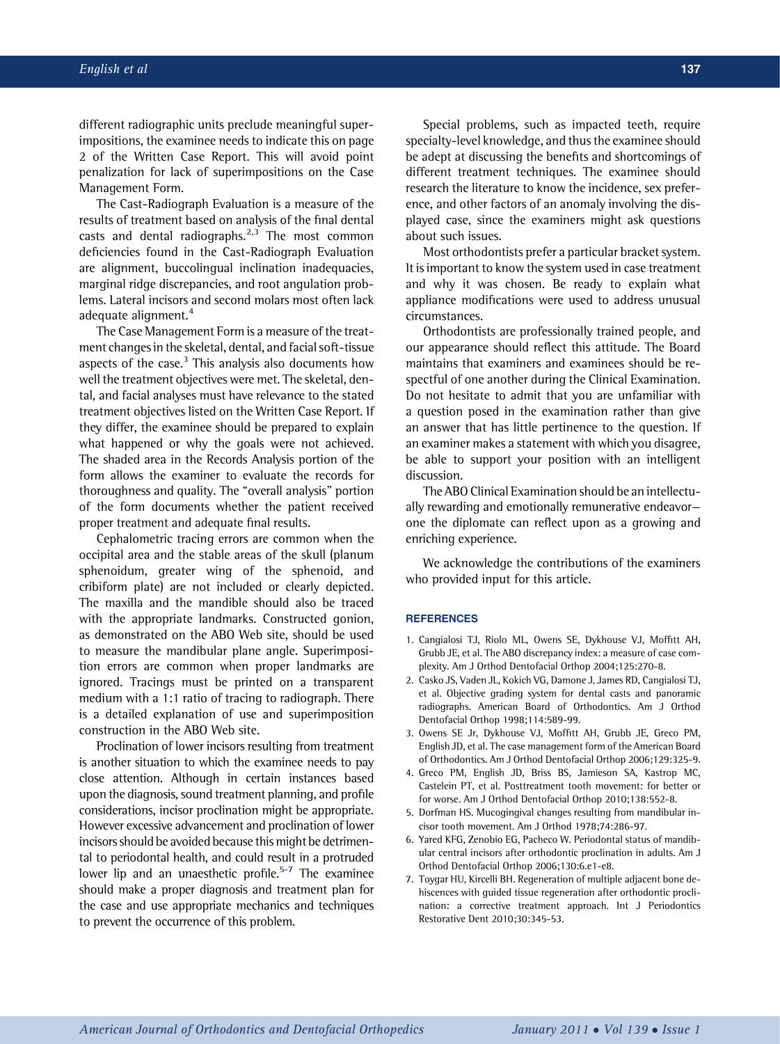different radiographic units preclude meaningful superimpositions, the examinee needs to indicate this on page 2 of the Written Case Report. This will avoid point penalization for lack of superimpositions on the Case Management Form.

The Cast-Radiograph Evaluation is a measure of the results of treatment based on analysis of the final dental casts and dental radiographs.[2,3] The most common deficiencies found in the Cast-Radiograph Evaluation are alignment, buccolingual inclination inadequacies, marginal ridge discrepancies, and root angulation problems. Lateral incisors and second molars most often lack adequate alignment.[4]

The Case Management Form is a measure of the treatment changes in the skeletal, dental, and facial soft-tissue aspects of the case.[3] This analysis also documents how well the treatment objectives were met. The skeletal, dental, and facial analyses must have relevance to the stated treatment objectives listed on the Written Case Report. If they differ, the examinee should be prepared to explain what happened or why the goals were not achieved. The shaded area in the Records Analysis portion of the form allows the examiner to evaluate the records for thoroughness and quality. The "overall analysis" portion of the form documents whether the patient received proper treatment and adequate final results.

Cephalometric tracing errors are common when the occipital area and the stable areas of the skull (planum sphenoidum, greater wing of the sphenoid, and cribiform plate) are not included or clearly depicted. The maxilla and the mandible should also be traced with the appropriate landmarks. Constructed gonion, as demonstrated on the ABO Web site, should be used to measure the mandibular plane angle. Superimposition errors are common when proper landmarks are ignored. Tracings must be printed on a transparent medium with a 1:1 ratio of tracing to radiograph. There is a detailed explanation of use and superimposition construction in the ABO Web site.

Proclination of lower incisors resulting from treatment is another situation to which the examinee needs to pay close attention. Although in certain instances based upon the diagnosis, sound treatment planning, and profile considerations, incisor proclination might be appropriate. However excessive advancement and proclination of lower incisors should be avoided because this might be detrimental to periodontal health, and could result in a protruded lower lip and an unaesthetic profile.[5-7] The examinee should make a proper diagnosis and treatment plan for the case and use appropriate mechanics and techniques to prevent the occurrence of this problem.

Special problems, such as impacted teeth, require specialty-level knowledge, and thus the examinee should be adept at discussing the benefits and shortcomings of different treatment techniques. The examinee should research the literature to know the incidence, sex preference, and other factors of an anomaly involving the displayed case, since the examiners might ask questions about such issues.

Most orthodontists prefer a particular bracket system. It is important to know the system used in case treatment and why it was chosen. Be ready to explain what appliance modifications were used to address unusual circumstances.

Orthodontists are professionally trained people, and our appearance should reflect this attitude. The Board maintains that examiners and examinees should be respectful of one another during the Clinical Examination. Do not hesitate to admit that you are unfamiliar with a question posed in the examination rather than give an answer that has little pertinence to the question. If an examiner makes a statement with which you disagree, be able to support your position with an intelligent discussion.

The ABO Clinical Examination should be an intellectually rewarding and emotionally remunerative endeavor—one the diplomate can reflect upon as a growing and enriching experience.

We acknowledge the contributions of the examiners who provided input for this article.

## REFERENCES

1. Cangialosi TJ, Riolo ML, Owens SE, Dykhouse VJ, Moffitt AH, Grubb JE, et al. The ABO discrepancy index: a measure of case complexity. Am J Orthod Dentofacial Orthop 2004;125:270-8.
2. Casko JS, Vaden JL, Kokich VG, Damone J, James RD, Cangialosi TJ, et al. Objective grading system for dental casts and panoramic radiographs. American Board of Orthodontics. Am J Orthod Dentofacial Orthop 1998;114:589-99.
3. Owens SE Jr, Dykhouse VJ, Moffitt AH, Grubb JE, Greco PM, English JD, et al. The case management form of the American Board of Orthodontics. Am J Orthod Dentofacial Orthop 2006;129:325-9.
4. Greco PM, English JD, Briss BS, Jamieson SA, Kastrop MC, Castelein PT, et al. Posttreatment tooth movement: for better or for worse. Am J Orthod Dentofacial Orthop 2010;138:552-8.
5. Dorfman HS. Mucogingival changes resulting from mandibular incisor tooth movement. Am J Orthod 1978;74:286-97.
6. Yared KFG, Zenobio EG, Pacheco W. Periodontal status of mandibular central incisors after orthodontic proclination in adults. Am J Orthod Dentofacial Orthop 2006;130:6.e1-e8.
7. Toygar HU, Kircelli BH. Regeneration of multiple adjacent bone dehiscences with guided tissue regeneration after orthodontic proclination: a corrective treatment approach. Int J Periodontics Restorative Dent 2010;30:345-53.